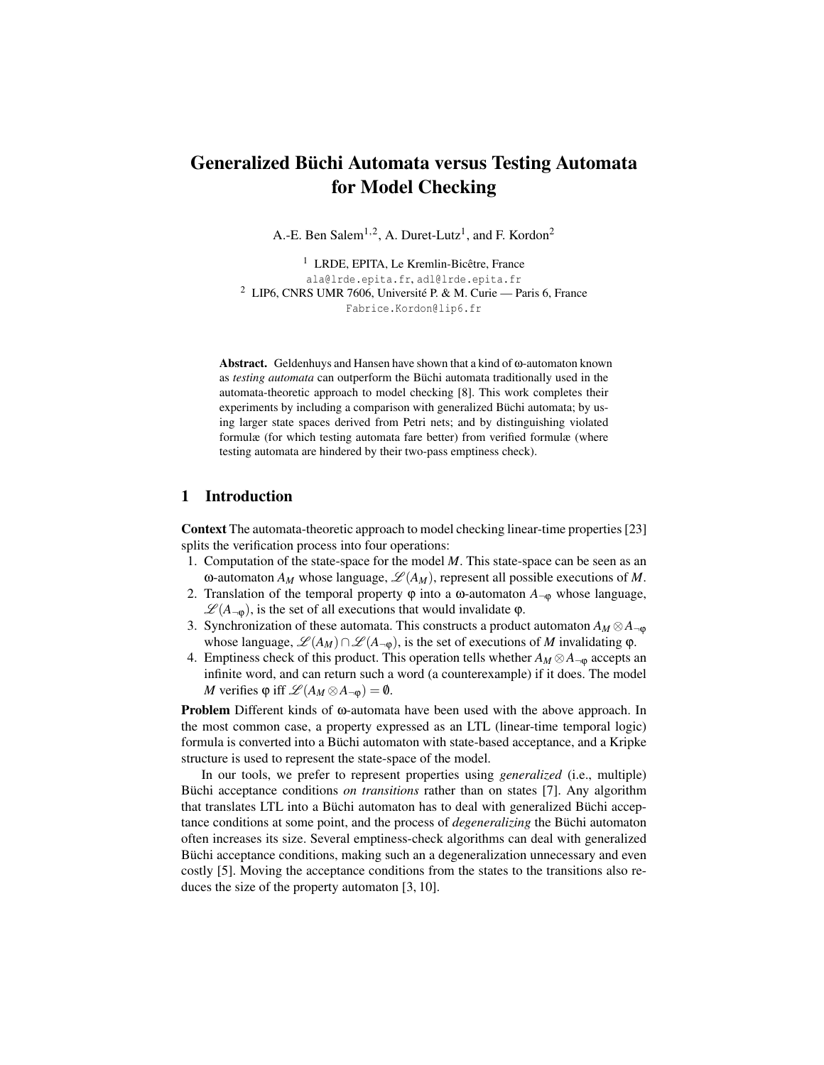# Generalized Büchi Automata versus Testing Automata for Model Checking

A.-E. Ben Salem[1,2], A. Duret-Lutz[1], and F. Kordon[2]

[1] LRDE, EPITA, Le Kremlin-Bicêtre, France
ala@lrde.epita.fr, adl@lrde.epita.fr
[2] LIP6, CNRS UMR 7606, Université P. & M. Curie — Paris 6, France
Fabrice.Kordon@lip6.fr

**Abstract.** Geldenhuys and Hansen have shown that a kind of ω-automaton known as *testing automata* can outperform the Büchi automata traditionally used in the automata-theoretic approach to model checking [8]. This work completes their experiments by including a comparison with generalized Büchi automata; by using larger state spaces derived from Petri nets; and by distinguishing violated formulæ (for which testing automata fare better) from verified formulæ (where testing automata are hindered by their two-pass emptiness check).

## 1 Introduction

**Context** The automata-theoretic approach to model checking linear-time properties [23] splits the verification process into four operations:

1. Computation of the state-space for the model $M$. This state-space can be seen as an ω-automaton $A_M$ whose language, $\mathscr{L}(A_M)$, represent all possible executions of $M$.
2. Translation of the temporal property $\varphi$ into a ω-automaton $A_{\neg\varphi}$ whose language, $\mathscr{L}(A_{\neg\varphi})$, is the set of all executions that would invalidate $\varphi$.
3. Synchronization of these automata. This constructs a product automaton $A_M \otimes A_{\neg\varphi}$ whose language, $\mathscr{L}(A_M) \cap \mathscr{L}(A_{\neg\varphi})$, is the set of executions of $M$ invalidating $\varphi$.
4. Emptiness check of this product. This operation tells whether $A_M \otimes A_{\neg\varphi}$ accepts an infinite word, and can return such a word (a counterexample) if it does. The model $M$ verifies $\varphi$ iff $\mathscr{L}(A_M \otimes A_{\neg\varphi}) = \emptyset$.

**Problem** Different kinds of ω-automata have been used with the above approach. In the most common case, a property expressed as an LTL (linear-time temporal logic) formula is converted into a Büchi automaton with state-based acceptance, and a Kripke structure is used to represent the state-space of the model.

In our tools, we prefer to represent properties using *generalized* (i.e., multiple) Büchi acceptance conditions *on transitions* rather than on states [7]. Any algorithm that translates LTL into a Büchi automaton has to deal with generalized Büchi acceptance conditions at some point, and the process of *degeneralizing* the Büchi automaton often increases its size. Several emptiness-check algorithms can deal with generalized Büchi acceptance conditions, making such an a degeneralization unnecessary and even costly [5]. Moving the acceptance conditions from the states to the transitions also reduces the size of the property automaton [3, 10].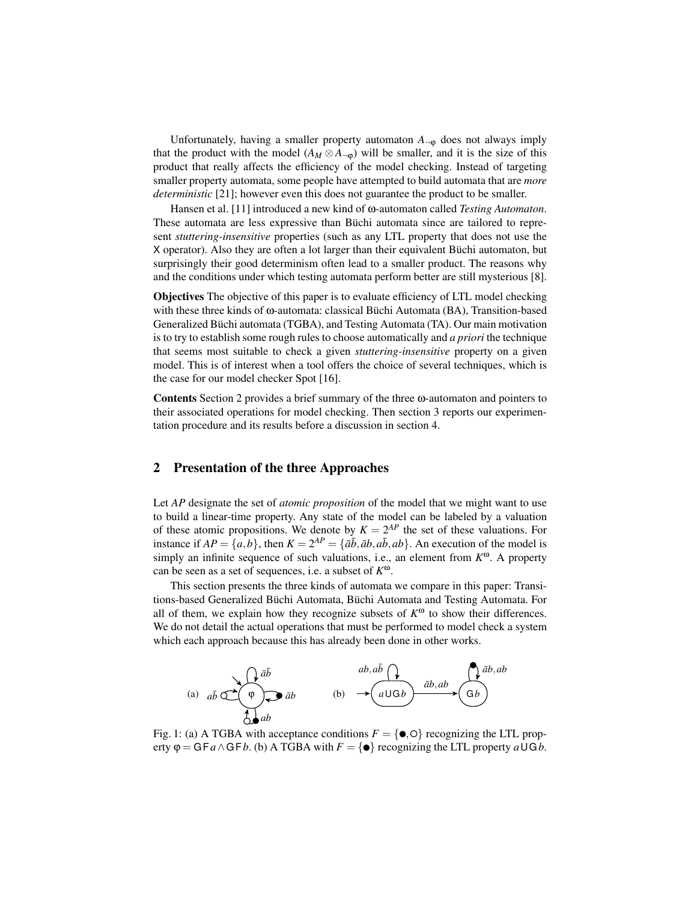Unfortunately, having a smaller property automaton $A_{\neg\varphi}$ does not always imply that the product with the model ($A_M \otimes A_{\neg\varphi}$) will be smaller, and it is the size of this product that really affects the efficiency of the model checking. Instead of targeting smaller property automata, some people have attempted to build automata that are *more deterministic* [21]; however even this does not guarantee the product to be smaller.

Hansen et al. [11] introduced a new kind of ω-automaton called *Testing Automaton*. These automata are less expressive than Büchi automata since are tailored to represent *stuttering-insensitive* properties (such as any LTL property that does not use the X operator). Also they are often a lot larger than their equivalent Büchi automaton, but surprisingly their good determinism often lead to a smaller product. The reasons why and the conditions under which testing automata perform better are still mysterious [8].

**Objectives** The objective of this paper is to evaluate efficiency of LTL model checking with these three kinds of ω-automata: classical Büchi Automata (BA), Transition-based Generalized Büchi automata (TGBA), and Testing Automata (TA). Our main motivation is to try to establish some rough rules to choose automatically and *a priori* the technique that seems most suitable to check a given *stuttering-insensitive* property on a given model. This is of interest when a tool offers the choice of several techniques, which is the case for our model checker Spot [16].

**Contents** Section 2 provides a brief summary of the three ω-automaton and pointers to their associated operations for model checking. Then section 3 reports our experimentation procedure and its results before a discussion in section 4.

## 2 Presentation of the three Approaches

Let *AP* designate the set of *atomic proposition* of the model that we might want to use to build a linear-time property. Any state of the model can be labeled by a valuation of these atomic propositions. We denote by $K = 2^{AP}$ the set of these valuations. For instance if $AP = \{a, b\}$, then $K = 2^{AP} = \{\bar{a}\bar{b}, \bar{a}b, a\bar{b}, ab\}$. An execution of the model is simply an infinite sequence of such valuations, i.e., an element from $K^\omega$. A property can be seen as a set of sequences, i.e. a subset of $K^\omega$.

This section presents the three kinds of automata we compare in this paper: Transitions-based Generalized Büchi Automata, Büchi Automata and Testing Automata. For all of them, we explain how they recognize subsets of $K^\omega$ to show their differences. We do not detail the actual operations that must be performed to model check a system which each approach because this has already been done in other works.

Fig. 1: (a) A TGBA with acceptance conditions $F = \{\bullet, \circ\}$ recognizing the LTL property $\varphi = \mathsf{GF}a \wedge \mathsf{GF}b$. (b) A TGBA with $F = \{\bullet\}$ recognizing the LTL property $a\,\mathsf{U}\,\mathsf{G}b$.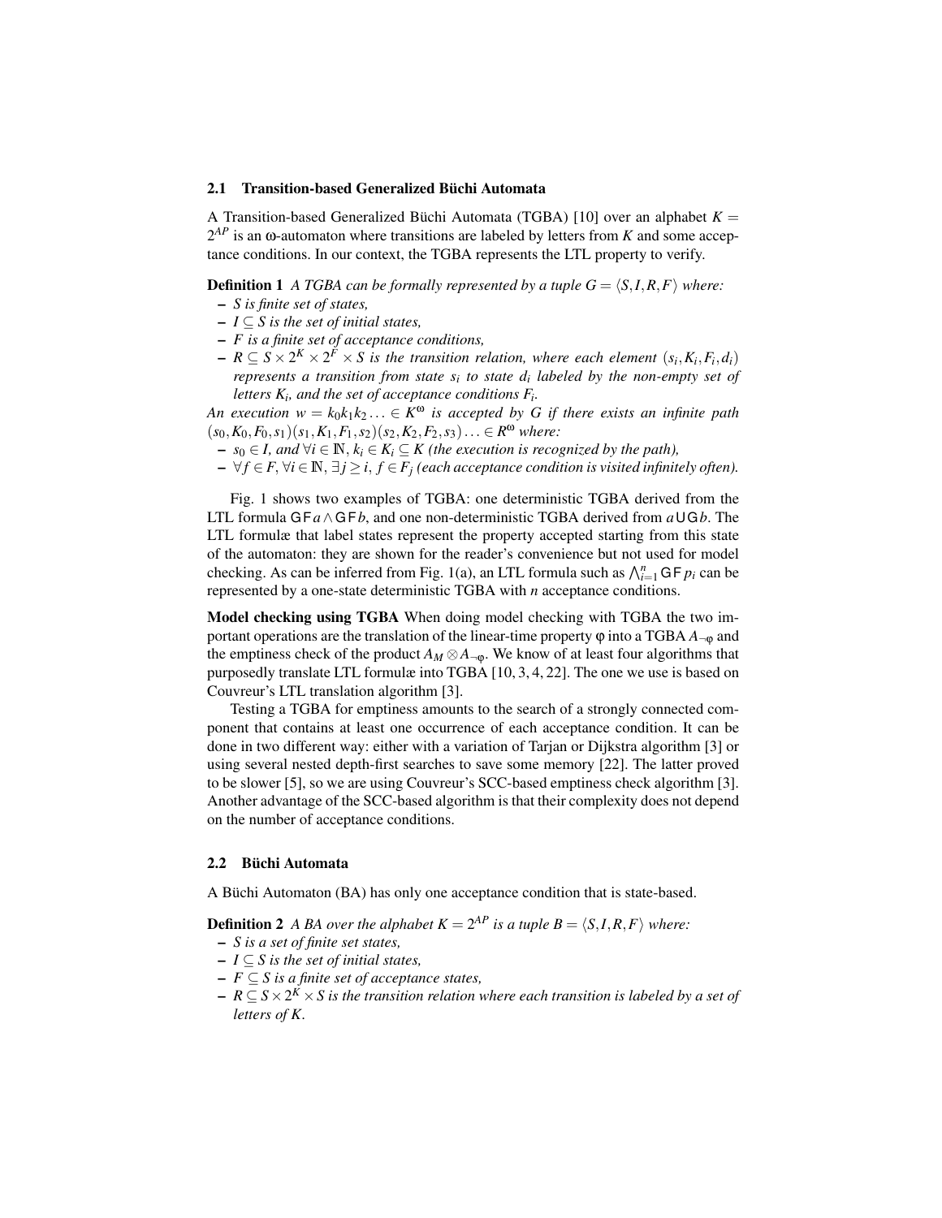### 2.1 Transition-based Generalized Büchi Automata

A Transition-based Generalized Büchi Automata (TGBA) [10] over an alphabet $K = 2^{AP}$ is an ω-automaton where transitions are labeled by letters from $K$ and some acceptance conditions. In our context, the TGBA represents the LTL property to verify.

**Definition 1** *A TGBA can be formally represented by a tuple $G = \langle S, I, R, F \rangle$ where:*

- *$S$ is finite set of states,*
- *$I \subseteq S$ is the set of initial states,*
- *$F$ is a finite set of acceptance conditions,*
- *$R \subseteq S \times 2^K \times 2^F \times S$ is the transition relation, where each element $(s_i, K_i, F_i, d_i)$ represents a transition from state $s_i$ to state $d_i$ labeled by the non-empty set of letters $K_i$, and the set of acceptance conditions $F_i$.*

*An execution $w = k_0 k_1 k_2 \ldots \in K^\omega$ is accepted by $G$ if there exists an infinite path $(s_0, K_0, F_0, s_1)(s_1, K_1, F_1, s_2)(s_2, K_2, F_2, s_3) \ldots \in R^\omega$ where:*

- *$s_0 \in I$, and $\forall i \in \mathbb{N}$, $k_i \in K_i \subseteq K$ (the execution is recognized by the path),*
- *$\forall f \in F$, $\forall i \in \mathbb{N}$, $\exists j \geq i$, $f \in F_j$ (each acceptance condition is visited infinitely often).*

Fig. 1 shows two examples of TGBA: one deterministic TGBA derived from the LTL formula $\mathsf{G}\mathsf{F}a \wedge \mathsf{G}\mathsf{F}b$, and one non-deterministic TGBA derived from $a \mathsf{U} \mathsf{G} b$. The LTL formulæ that label states represent the property accepted starting from this state of the automaton: they are shown for the reader's convenience but not used for model checking. As can be inferred from Fig. 1(a), an LTL formula such as $\bigwedge_{i=1}^{n} \mathsf{G}\mathsf{F}\, p_i$ can be represented by a one-state deterministic TGBA with $n$ acceptance conditions.

**Model checking using TGBA** When doing model checking with TGBA the two important operations are the translation of the linear-time property $\varphi$ into a TGBA $A_{\neg\varphi}$ and the emptiness check of the product $A_M \otimes A_{\neg\varphi}$. We know of at least four algorithms that purposedly translate LTL formulæ into TGBA [10, 3, 4, 22]. The one we use is based on Couvreur's LTL translation algorithm [3].

Testing a TGBA for emptiness amounts to the search of a strongly connected component that contains at least one occurrence of each acceptance condition. It can be done in two different way: either with a variation of Tarjan or Dijkstra algorithm [3] or using several nested depth-first searches to save some memory [22]. The latter proved to be slower [5], so we are using Couvreur's SCC-based emptiness check algorithm [3]. Another advantage of the SCC-based algorithm is that their complexity does not depend on the number of acceptance conditions.

### 2.2 Büchi Automata

A Büchi Automaton (BA) has only one acceptance condition that is state-based.

**Definition 2** *A BA over the alphabet $K = 2^{AP}$ is a tuple $B = \langle S, I, R, F \rangle$ where:*

- *$S$ is a set of finite set states,*
- *$I \subseteq S$ is the set of initial states,*
- *$F \subseteq S$ is a finite set of acceptance states,*
- *$R \subseteq S \times 2^K \times S$ is the transition relation where each transition is labeled by a set of letters of $K$.*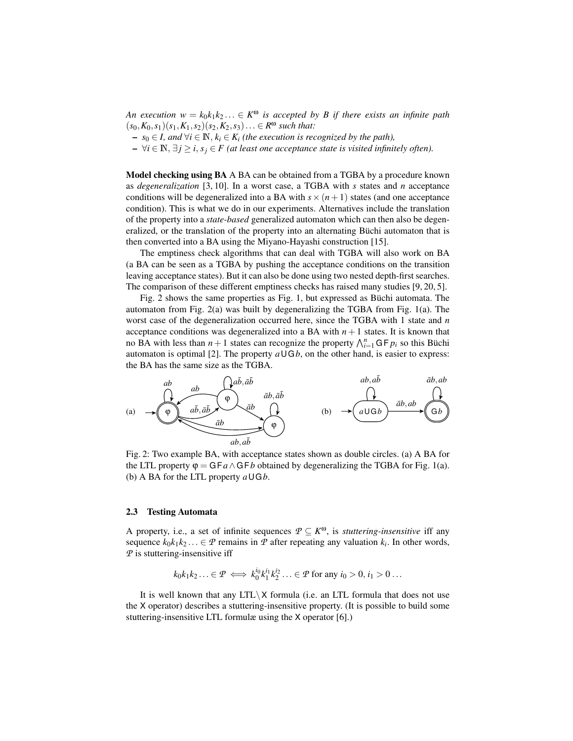*An execution $w = k_0k_1k_2\ldots \in K^\omega$ is accepted by $B$ if there exists an infinite path $(s_0,K_0,s_1)(s_1,K_1,s_2)(s_2,K_2,s_3)\ldots \in R^\omega$ such that:*

- *$s_0 \in I$, and $\forall i \in \mathbb{N}$, $k_i \in K_i$ (the execution is recognized by the path),*
- *$\forall i \in \mathbb{N}$, $\exists j \geq i$, $s_j \in F$ (at least one acceptance state is visited infinitely often).*

**Model checking using BA** A BA can be obtained from a TGBA by a procedure known as *degeneralization* [3, 10]. In a worst case, a TGBA with $s$ states and $n$ acceptance conditions will be degeneralized into a BA with $s \times (n+1)$ states (and one acceptance condition). This is what we do in our experiments. Alternatives include the translation of the property into a *state-based* generalized automaton which can then also be degeneralized, or the translation of the property into an alternating Büchi automaton that is then converted into a BA using the Miyano-Hayashi construction [15].

The emptiness check algorithms that can deal with TGBA will also work on BA (a BA can be seen as a TGBA by pushing the acceptance conditions on the transition leaving acceptance states). But it can also be done using two nested depth-first searches. The comparison of these different emptiness checks has raised many studies [9, 20, 5].

Fig. 2 shows the same properties as Fig. 1, but expressed as Büchi automata. The automaton from Fig. 2(a) was built by degeneralizing the TGBA from Fig. 1(a). The worst case of the degeneralization occurred here, since the TGBA with 1 state and $n$ acceptance conditions was degeneralized into a BA with $n+1$ states. It is known that no BA with less than $n+1$ states can recognize the property $\bigwedge_{i=1}^{n} \mathsf{G}\,\mathsf{F}\, p_i$ so this Büchi automaton is optimal [2]. The property $a\,\mathsf{U}\,\mathsf{G}\,b$, on the other hand, is easier to express: the BA has the same size as the TGBA.

Fig. 2: Two example BA, with acceptance states shown as double circles. (a) A BA for the LTL property $\varphi = \mathsf{G}\,\mathsf{F}\,a \wedge \mathsf{G}\,\mathsf{F}\,b$ obtained by degeneralizing the TGBA for Fig. 1(a). (b) A BA for the LTL property $a\,\mathsf{U}\,\mathsf{G}\,b$.

### 2.3 Testing Automata

A property, i.e., a set of infinite sequences $\mathcal{P} \subseteq K^\omega$, is *stuttering-insensitive* iff any sequence $k_0k_1k_2\ldots \in \mathcal{P}$ remains in $\mathcal{P}$ after repeating any valuation $k_i$. In other words, $\mathcal{P}$ is stuttering-insensitive iff

$$k_0k_1k_2\ldots \in \mathcal{P} \iff k_0^{i_0}k_1^{i_1}k_2^{i_2}\ldots \in \mathcal{P} \text{ for any } i_0 > 0,\, i_1 > 0\ldots$$

It is well known that any LTL$\setminus$X formula (i.e. an LTL formula that does not use the X operator) describes a stuttering-insensitive property. (It is possible to build some stuttering-insensitive LTL formulæ using the X operator [6].)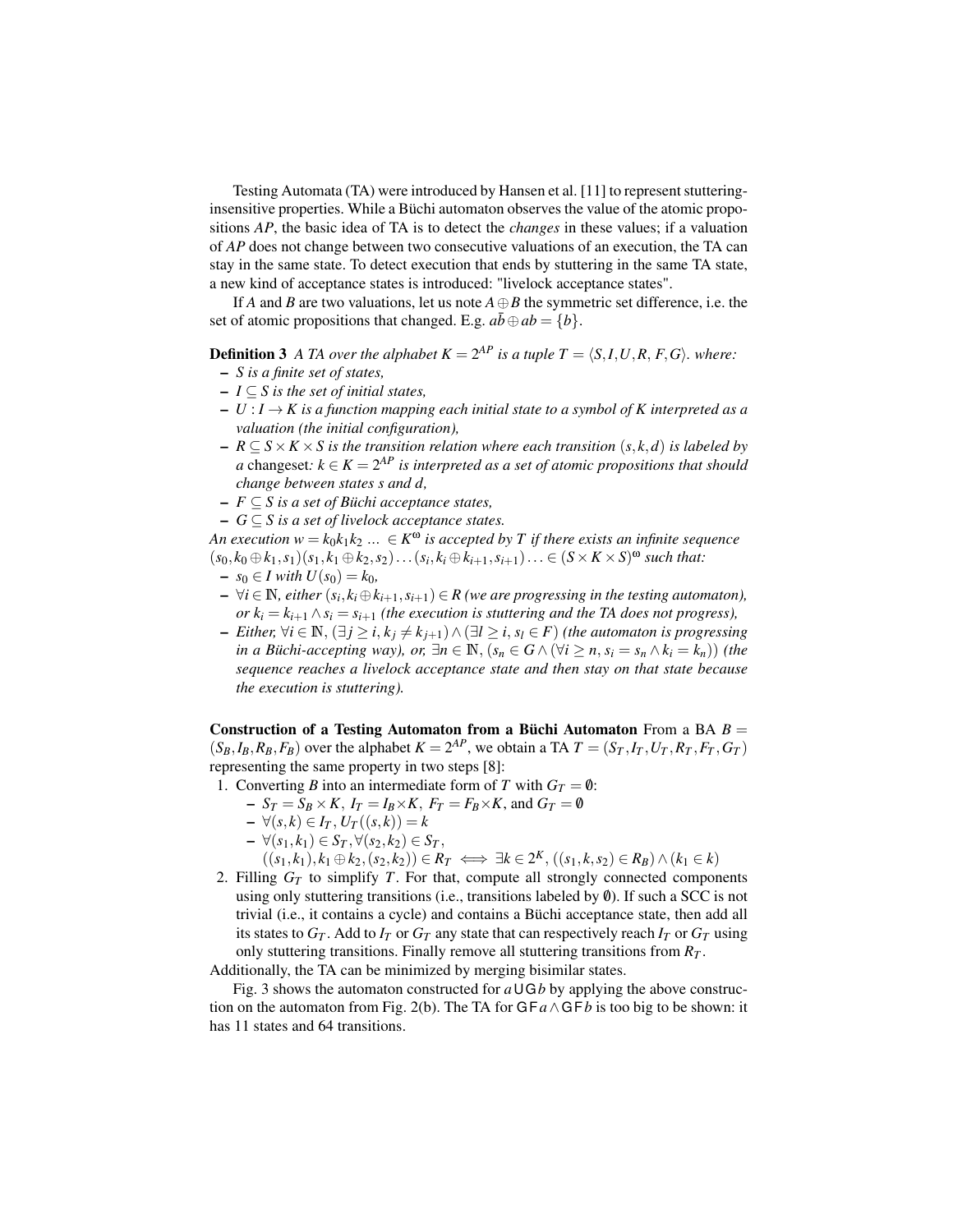Testing Automata (TA) were introduced by Hansen et al. [11] to represent stuttering-insensitive properties. While a Büchi automaton observes the value of the atomic propositions $AP$, the basic idea of TA is to detect the *changes* in these values; if a valuation of $AP$ does not change between two consecutive valuations of an execution, the TA can stay in the same state. To detect execution that ends by stuttering in the same TA state, a new kind of acceptance states is introduced: "livelock acceptance states".

If $A$ and $B$ are two valuations, let us note $A \oplus B$ the symmetric set difference, i.e. the set of atomic propositions that changed. E.g. $a\bar{b} \oplus ab = \{b\}$.

**Definition 3** *A TA over the alphabet $K = 2^{AP}$ is a tuple $T = \langle S, I, U, R, F, G \rangle$. where:*

- *$S$ is a finite set of states,*
- *$I \subseteq S$ is the set of initial states,*
- *$U : I \to K$ is a function mapping each initial state to a symbol of $K$ interpreted as a valuation (the initial configuration),*
- *$R \subseteq S \times K \times S$ is the transition relation where each transition $(s, k, d)$ is labeled by a* changeset*: $k \in K = 2^{AP}$ is interpreted as a set of atomic propositions that should change between states $s$ and $d$,*
- *$F \subseteq S$ is a set of Büchi acceptance states,*
- *$G \subseteq S$ is a set of livelock acceptance states.*

*An execution $w = k_0 k_1 k_2 \ldots \in K^\omega$ is accepted by $T$ if there exists an infinite sequence $(s_0, k_0 \oplus k_1, s_1)(s_1, k_1 \oplus k_2, s_2) \ldots (s_i, k_i \oplus k_{i+1}, s_{i+1}) \ldots \in (S \times K \times S)^\omega$ such that:*

- *$s_0 \in I$ with $U(s_0) = k_0$,*
- *$\forall i \in \mathbb{N}$, either $(s_i, k_i \oplus k_{i+1}, s_{i+1}) \in R$ (we are progressing in the testing automaton), or $k_i = k_{i+1} \wedge s_i = s_{i+1}$ (the execution is stuttering and the TA does not progress),*
- *Either, $\forall i \in \mathbb{N}, (\exists j \geq i, k_j \neq k_{j+1}) \wedge (\exists l \geq i, s_l \in F)$ (the automaton is progressing in a Büchi-accepting way), or, $\exists n \in \mathbb{N}, (s_n \in G \wedge (\forall i \geq n, s_i = s_n \wedge k_i = k_n))$ (the sequence reaches a livelock acceptance state and then stay on that state because the execution is stuttering).*

**Construction of a Testing Automaton from a Büchi Automaton** From a BA $B = (S_B, I_B, R_B, F_B)$ over the alphabet $K = 2^{AP}$, we obtain a TA $T = (S_T, I_T, U_T, R_T, F_T, G_T)$ representing the same property in two steps [8]:

1. Converting $B$ into an intermediate form of $T$ with $G_T = \emptyset$:
   - $S_T = S_B \times K$, $I_T = I_B \times K$, $F_T = F_B \times K$, and $G_T = \emptyset$
   - $\forall (s,k) \in I_T, U_T((s,k)) = k$
   - $\forall (s_1, k_1) \in S_T, \forall (s_2, k_2) \in S_T$,
     $((s_1, k_1), k_1 \oplus k_2, (s_2, k_2)) \in R_T \iff \exists k \in 2^K, ((s_1, k, s_2) \in R_B) \wedge (k_1 \in k)$
2. Filling $G_T$ to simplify $T$. For that, compute all strongly connected components using only stuttering transitions (i.e., transitions labeled by $\emptyset$). If such a SCC is not trivial (i.e., it contains a cycle) and contains a Büchi acceptance state, then add all its states to $G_T$. Add to $I_T$ or $G_T$ any state that can respectively reach $I_T$ or $G_T$ using only stuttering transitions. Finally remove all stuttering transitions from $R_T$.

Additionally, the TA can be minimized by merging bisimilar states.

Fig. 3 shows the automaton constructed for $a \mathsf{U} \mathsf{G} b$ by applying the above construction on the automaton from Fig. 2(b). The TA for $\mathsf{G}\mathsf{F} a \wedge \mathsf{G}\mathsf{F} b$ is too big to be shown: it has 11 states and 64 transitions.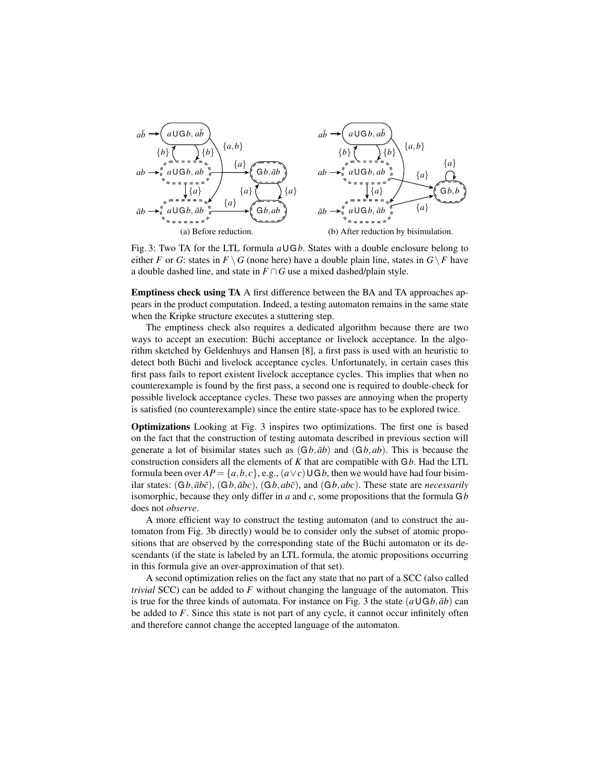(a) Before reduction.

(b) After reduction by bisimulation.

Fig. 3: Two TA for the LTL formula $a \mathsf{U} \mathsf{G} b$. States with a double enclosure belong to either $F$ or $G$: states in $F \setminus G$ (none here) have a double plain line, states in $G \setminus F$ have a double dashed line, and state in $F \cap G$ use a mixed dashed/plain style.

**Emptiness check using TA** A first difference between the BA and TA approaches appears in the product computation. Indeed, a testing automaton remains in the same state when the Kripke structure executes a stuttering step.

The emptiness check also requires a dedicated algorithm because there are two ways to accept an execution: Büchi acceptance or livelock acceptance. In the algorithm sketched by Geldenhuys and Hansen [8], a first pass is used with an heuristic to detect both Büchi and livelock acceptance cycles. Unfortunately, in certain cases this first pass fails to report existent livelock acceptance cycles. This implies that when no counterexample is found by the first pass, a second one is required to double-check for possible livelock acceptance cycles. These two passes are annoying when the property is satisfied (no counterexample) since the entire state-space has to be explored twice.

**Optimizations** Looking at Fig. 3 inspires two optimizations. The first one is based on the fact that the construction of testing automata described in previous section will generate a lot of bisimilar states such as $(\mathsf{G}b, \bar{a}b)$ and $(\mathsf{G}b, ab)$. This is because the construction considers all the elements of $K$ that are compatible with $\mathsf{G}b$. Had the LTL formula been over $AP = \{a, b, c\}$, e.g., $(a \vee c) \mathsf{U} \mathsf{G} b$, then we would have had four bisimilar states: $(\mathsf{G}b, \bar{a}b\bar{c})$, $(\mathsf{G}b, \bar{a}bc)$, $(\mathsf{G}b, ab\bar{c})$, and $(\mathsf{G}b, abc)$. These state are *necessarily* isomorphic, because they only differ in $a$ and $c$, some propositions that the formula $\mathsf{G}b$ does not *observe*.

A more efficient way to construct the testing automaton (and to construct the automaton from Fig. 3b directly) would be to consider only the subset of atomic propositions that are observed by the corresponding state of the Büchi automaton or its descendants (if the state is labeled by an LTL formula, the atomic propositions occurring in this formula give an over-approximation of that set).

A second optimization relies on the fact any state that no part of a SCC (also called *trivial* SCC) can be added to $F$ without changing the language of the automaton. This is true for the three kinds of automata. For instance on Fig. 3 the state $(a \mathsf{U} \mathsf{G} b, \bar{a}b)$ can be added to $F$. Since this state is not part of any cycle, it cannot occur infinitely often and therefore cannot change the accepted language of the automaton.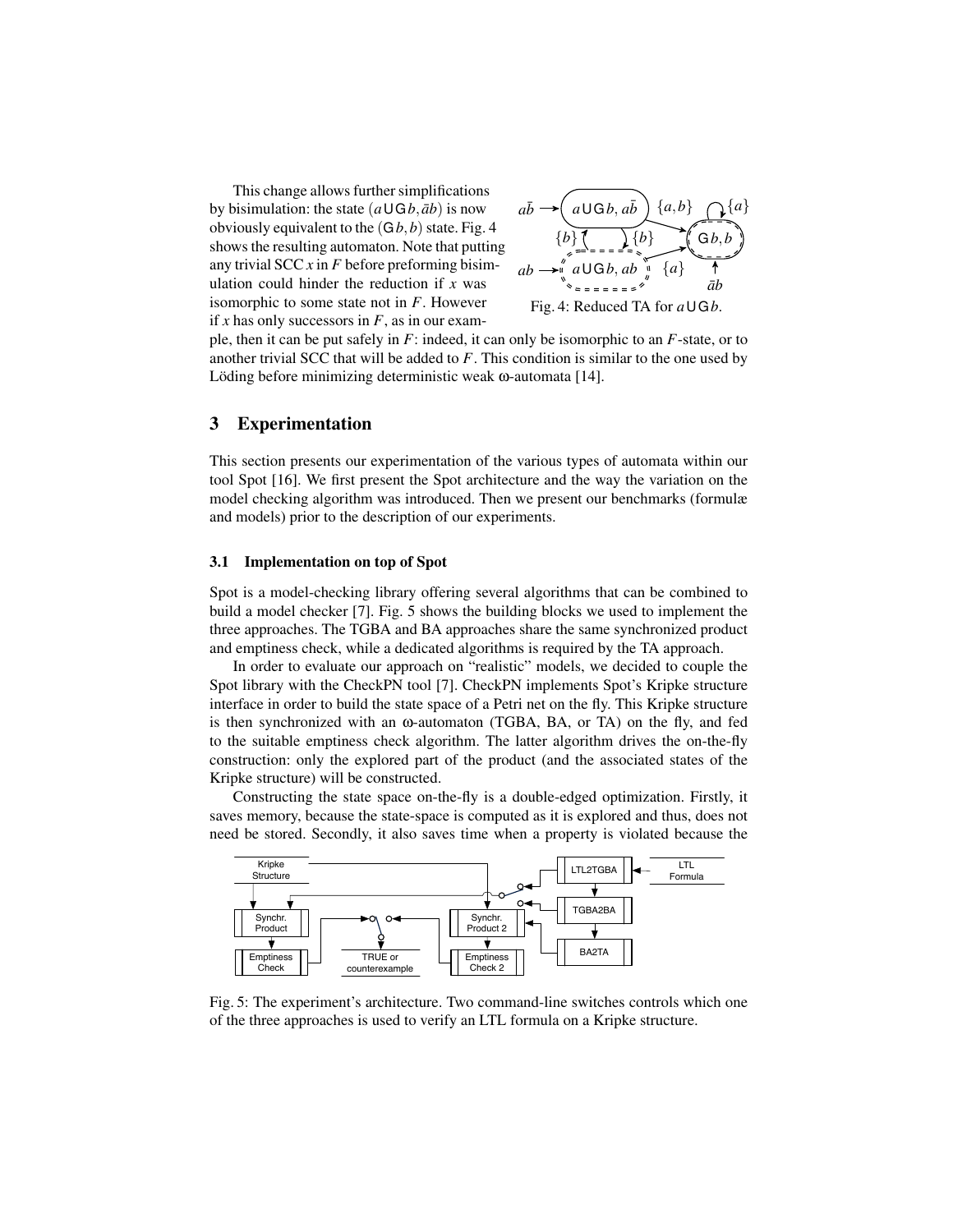This change allows further simplifications by bisimulation: the state $(a \mathsf{U} \mathsf{G} b, \bar{a}b)$ is now obviously equivalent to the $(\mathsf{G} b, b)$ state. Fig. 4 shows the resulting automaton. Note that putting any trivial SCC $x$ in $F$ before preforming bisimulation could hinder the reduction if $x$ was isomorphic to some state not in $F$. However if $x$ has only successors in $F$, as in our example, then it can be put safely in $F$: indeed, it can only be isomorphic to an $F$-state, or to another trivial SCC that will be added to $F$. This condition is similar to the one used by Löding before minimizing deterministic weak ω-automata [14].

Fig. 4: Reduced TA for $a \mathsf{U} \mathsf{G} b$.

## 3 Experimentation

This section presents our experimentation of the various types of automata within our tool Spot [16]. We first present the Spot architecture and the way the variation on the model checking algorithm was introduced. Then we present our benchmarks (formulæ and models) prior to the description of our experiments.

### 3.1 Implementation on top of Spot

Spot is a model-checking library offering several algorithms that can be combined to build a model checker [7]. Fig. 5 shows the building blocks we used to implement the three approaches. The TGBA and BA approaches share the same synchronized product and emptiness check, while a dedicated algorithms is required by the TA approach.

In order to evaluate our approach on "realistic" models, we decided to couple the Spot library with the CheckPN tool [7]. CheckPN implements Spot's Kripke structure interface in order to build the state space of a Petri net on the fly. This Kripke structure is then synchronized with an ω-automaton (TGBA, BA, or TA) on the fly, and fed to the suitable emptiness check algorithm. The latter algorithm drives the on-the-fly construction: only the explored part of the product (and the associated states of the Kripke structure) will be constructed.

Constructing the state space on-the-fly is a double-edged optimization. Firstly, it saves memory, because the state-space is computed as it is explored and thus, does not need be stored. Secondly, it also saves time when a property is violated because the

Fig. 5: The experiment's architecture. Two command-line switches controls which one of the three approaches is used to verify an LTL formula on a Kripke structure.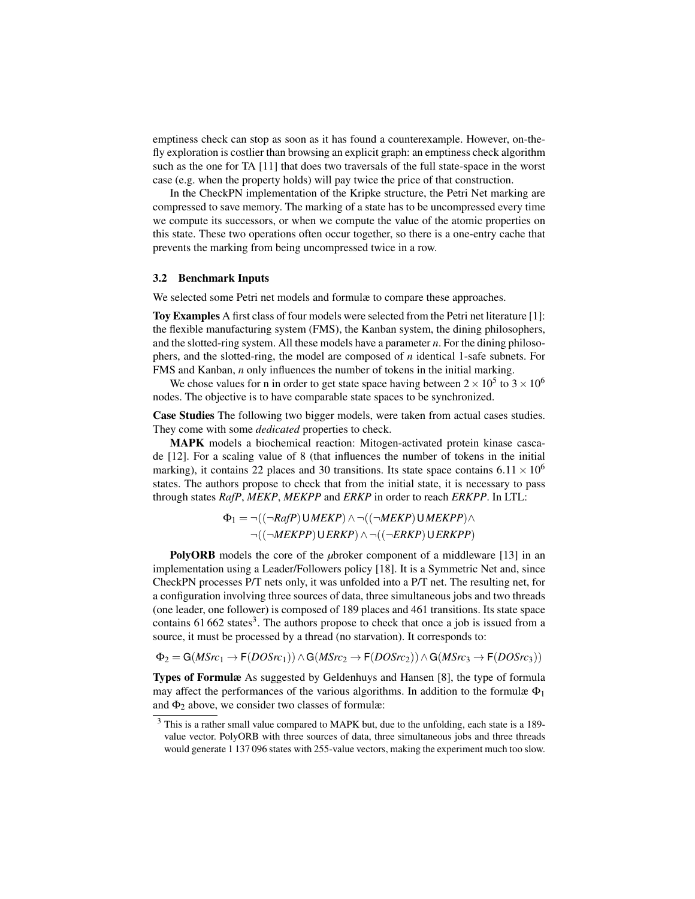emptiness check can stop as soon as it has found a counterexample. However, on-the-fly exploration is costlier than browsing an explicit graph: an emptiness check algorithm such as the one for TA [11] that does two traversals of the full state-space in the worst case (e.g. when the property holds) will pay twice the price of that construction.

In the CheckPN implementation of the Kripke structure, the Petri Net marking are compressed to save memory. The marking of a state has to be uncompressed every time we compute its successors, or when we compute the value of the atomic properties on this state. These two operations often occur together, so there is a one-entry cache that prevents the marking from being uncompressed twice in a row.

### 3.2 Benchmark Inputs

We selected some Petri net models and formulæ to compare these approaches.

**Toy Examples** A first class of four models were selected from the Petri net literature [1]: the flexible manufacturing system (FMS), the Kanban system, the dining philosophers, and the slotted-ring system. All these models have a parameter $n$. For the dining philosophers, and the slotted-ring, the model are composed of $n$ identical 1-safe subnets. For FMS and Kanban, $n$ only influences the number of tokens in the initial marking.

We chose values for n in order to get state space having between $2 \times 10^5$ to $3 \times 10^6$ nodes. The objective is to have comparable state spaces to be synchronized.

**Case Studies** The following two bigger models, were taken from actual cases studies. They come with some *dedicated* properties to check.

**MAPK** models a biochemical reaction: Mitogen-activated protein kinase cascade [12]. For a scaling value of 8 (that influences the number of tokens in the initial marking), it contains 22 places and 30 transitions. Its state space contains $6.11 \times 10^6$ states. The authors propose to check that from the initial state, it is necessary to pass through states *RafP*, *MEKP*, *MEKPP* and *ERKP* in order to reach *ERKPP*. In LTL:

$$\Phi_1 = \neg((\neg \mathit{RafP}) \,\mathsf{U}\, \mathit{MEKP}) \wedge \neg((\neg \mathit{MEKP}) \,\mathsf{U}\, \mathit{MEKPP}) \wedge \neg((\neg \mathit{MEKPP}) \,\mathsf{U}\, \mathit{ERKP}) \wedge \neg((\neg \mathit{ERKP}) \,\mathsf{U}\, \mathit{ERKPP})$$

**PolyORB** models the core of the $\mu$broker component of a middleware [13] in an implementation using a Leader/Followers policy [18]. It is a Symmetric Net and, since CheckPN processes P/T nets only, it was unfolded into a P/T net. The resulting net, for a configuration involving three sources of data, three simultaneous jobs and two threads (one leader, one follower) is composed of 189 places and 461 transitions. Its state space contains 61 662 states[3]. The authors propose to check that once a job is issued from a source, it must be processed by a thread (no starvation). It corresponds to:

$$\Phi_2 = \mathsf{G}(\mathit{MSrc}_1 \rightarrow \mathsf{F}(\mathit{DOSrc}_1)) \wedge \mathsf{G}(\mathit{MSrc}_2 \rightarrow \mathsf{F}(\mathit{DOSrc}_2)) \wedge \mathsf{G}(\mathit{MSrc}_3 \rightarrow \mathsf{F}(\mathit{DOSrc}_3))$$

**Types of Formulæ** As suggested by Geldenhuys and Hansen [8], the type of formula may affect the performances of the various algorithms. In addition to the formulæ $\Phi_1$ and $\Phi_2$ above, we consider two classes of formulæ:

[3] This is a rather small value compared to MAPK but, due to the unfolding, each state is a 189-value vector. PolyORB with three sources of data, three simultaneous jobs and three threads would generate 1 137 096 states with 255-value vectors, making the experiment much too slow.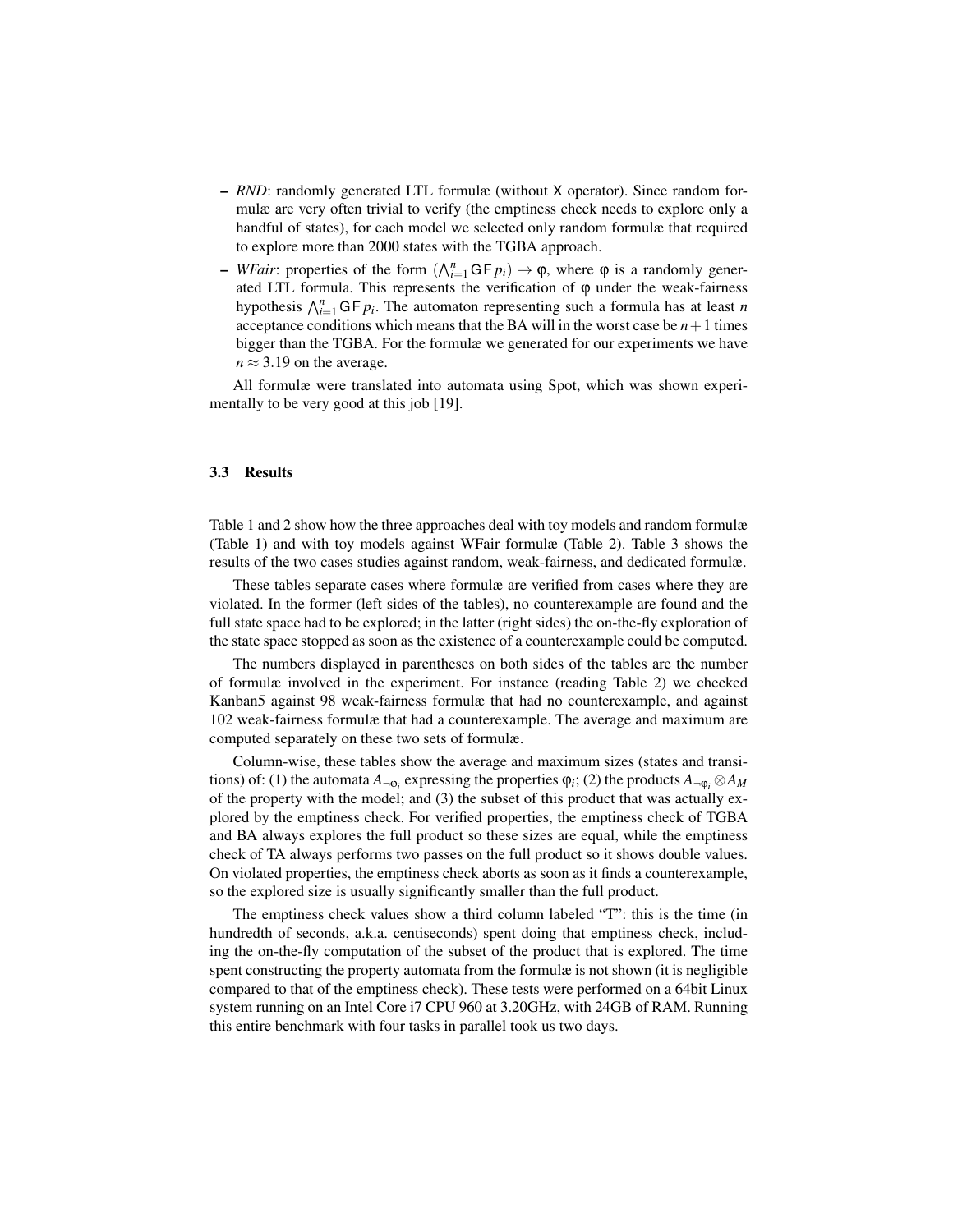- *RND*: randomly generated LTL formulæ (without X operator). Since random formulæ are very often trivial to verify (the emptiness check needs to explore only a handful of states), for each model we selected only random formulæ that required to explore more than 2000 states with the TGBA approach.
- *WFair*: properties of the form $(\bigwedge_{i=1}^{n} \mathsf{G}\,\mathsf{F}\,p_i) \rightarrow \varphi$, where $\varphi$ is a randomly generated LTL formula. This represents the verification of $\varphi$ under the weak-fairness hypothesis $\bigwedge_{i=1}^{n} \mathsf{G}\,\mathsf{F}\,p_i$. The automaton representing such a formula has at least $n$ acceptance conditions which means that the BA will in the worst case be $n+1$ times bigger than the TGBA. For the formulæ we generated for our experiments we have $n \approx 3.19$ on the average.

All formulæ were translated into automata using Spot, which was shown experimentally to be very good at this job [19].

### 3.3 Results

Table 1 and 2 show how the three approaches deal with toy models and random formulæ (Table 1) and with toy models against WFair formulæ (Table 2). Table 3 shows the results of the two cases studies against random, weak-fairness, and dedicated formulæ.

These tables separate cases where formulæ are verified from cases where they are violated. In the former (left sides of the tables), no counterexample are found and the full state space had to be explored; in the latter (right sides) the on-the-fly exploration of the state space stopped as soon as the existence of a counterexample could be computed.

The numbers displayed in parentheses on both sides of the tables are the number of formulæ involved in the experiment. For instance (reading Table 2) we checked Kanban5 against 98 weak-fairness formulæ that had no counterexample, and against 102 weak-fairness formulæ that had a counterexample. The average and maximum are computed separately on these two sets of formulæ.

Column-wise, these tables show the average and maximum sizes (states and transitions) of: (1) the automata $A_{\neg\varphi_i}$ expressing the properties $\varphi_i$; (2) the products $A_{\neg\varphi_i} \otimes A_M$ of the property with the model; and (3) the subset of this product that was actually explored by the emptiness check. For verified properties, the emptiness check of TGBA and BA always explores the full product so these sizes are equal, while the emptiness check of TA always performs two passes on the full product so it shows double values. On violated properties, the emptiness check aborts as soon as it finds a counterexample, so the explored size is usually significantly smaller than the full product.

The emptiness check values show a third column labeled "T": this is the time (in hundredth of seconds, a.k.a. centiseconds) spent doing that emptiness check, including the on-the-fly computation of the subset of the product that is explored. The time spent constructing the property automata from the formulæ is not shown (it is negligible compared to that of the emptiness check). These tests were performed on a 64bit Linux system running on an Intel Core i7 CPU 960 at 3.20GHz, with 24GB of RAM. Running this entire benchmark with four tasks in parallel took us two days.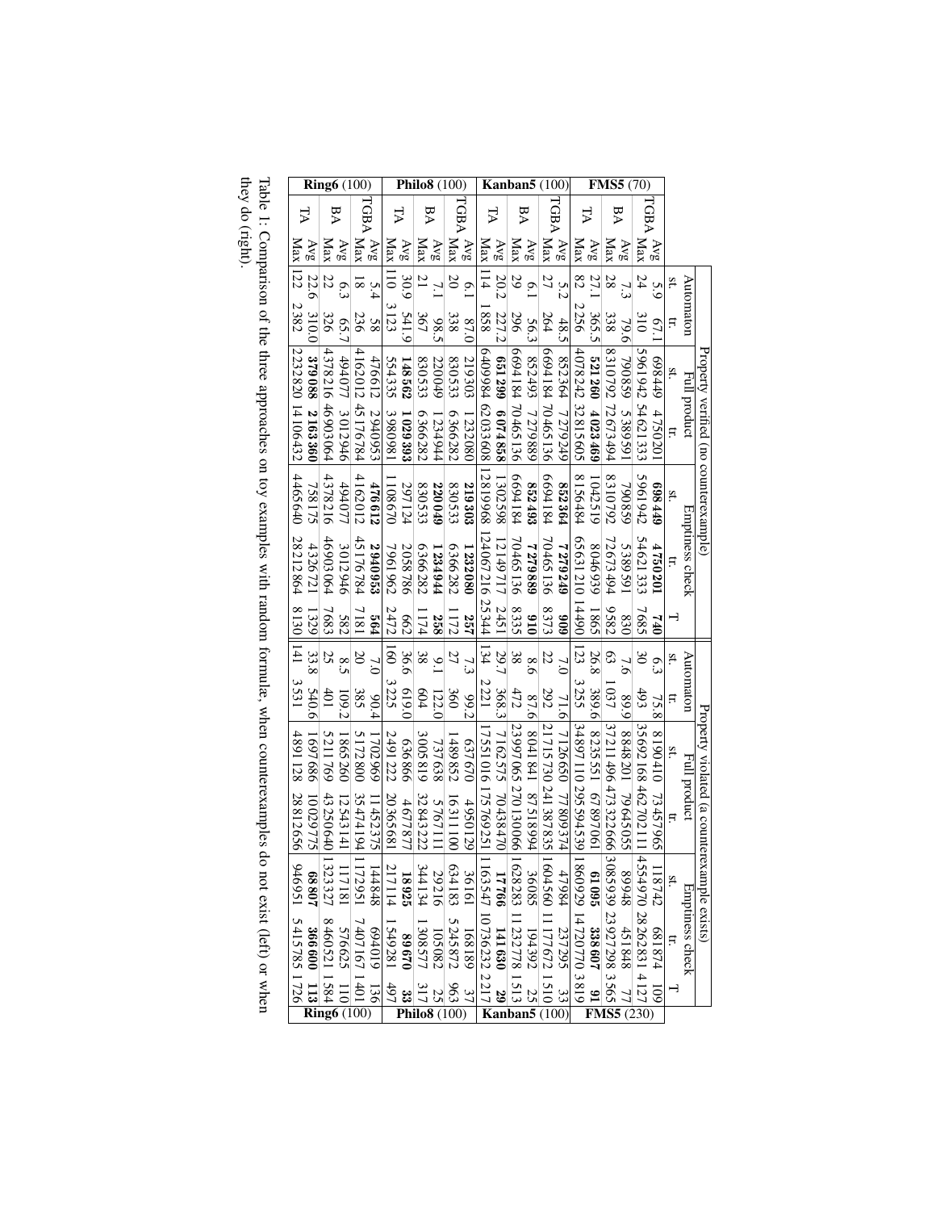| | | | Property verified (no counterexample) | | | | | | | Property violated (a counterexample exists) | | | | | | | |
|---|---|---|---|---|---|---|---|---|---|---|---|---|---|---|---|---|---|
| | | | Automaton | | Full product | | Emptiness check | | | Automaton | | Full product | | Emptiness check | | | |
| | | | st. | tr. | st. | tr. | st. | tr. | T | st. | tr. | st. | tr. | st. | tr. | T | |
| **FMS5** (70) | TGBA | Avg | 5.9 | 67.1 | 698 449 | 4 750 201 | **698 449** | **4 750 201** | **740** | 6.3 | 75.8 | 8 190 410 | 73 457 965 | 118 742 | 681 874 | 109 | **FMS5** (230) |
| | | Max | 24 | 310 | 5 961 942 | 54 621 333 | 5 961 942 | 54 621 333 | 7 685 | 30 | 493 | 35 692 168 | 462 702 111 | 4 554 970 | 28 262 831 | 4 127 | |
| | BA | Avg | 7.3 | 79.6 | 790 859 | 5 389 591 | 790 859 | 5 389 591 | 830 | 7.6 | 89.9 | 8 848 201 | 79 645 055 | 89 948 | 451 848 | 77 | |
| | | Max | 28 | 338 | 8 310 792 | 72 673 494 | 8 310 792 | 72 673 494 | 9 582 | 63 | 1 037 | 37 211 496 | 473 322 666 | 3 085 939 | 23 927 298 | 3 565 | |
| | TA | Avg | 27.1 | 365.5 | **521 260** | **4 023 469** | 1 042 519 | 8 046 939 | 1 865 | 26.8 | 389.6 | 8 235 551 | 67 897 061 | **61 095** | **338 607** | **91** | |
| | | Max | 82 | 2 256 | 4 078 242 | 32 815 605 | 8 156 484 | 65 631 210 | 14 490 | 123 | 3 255 | 34 897 110 | 295 594 539 | 1 860 929 | 14 720 770 | 3 819 | |
| **Kanban5** (100) | TGBA | Avg | 5.2 | 48.5 | 852 364 | 7 279 249 | **852 364** | **7 279 249** | **909** | 7.0 | 71.6 | 7 126 650 | 77 809 374 | 47 984 | 237 295 | 33 | **Kanban5** (100) |
| | | Max | 27 | 264 | 6 694 184 | 70 465 136 | 6 694 184 | 70 465 136 | 8 373 | 22 | 292 | 21 715 730 | 241 387 835 | 1 604 560 | 11 177 672 | 1 510 | |
| | BA | Avg | 6.1 | 56.3 | 852 493 | 7 279 889 | **852 493** | **7 279 889** | **910** | 8.6 | 87.6 | 8 041 841 | 87 518 994 | 36 085 | 194 392 | 25 | |
| | | Max | 29 | 296 | 6 694 184 | 70 465 136 | 6 694 184 | 70 465 136 | 8 335 | 38 | 472 | 23 997 065 | 270 130 066 | 1 628 283 | 11 232 778 | 1 513 | |
| | TA | Avg | 20.2 | 227.2 | **651 299** | **6 074 858** | 1 302 598 | 12 149 717 | 2 451 | 29.7 | 368.3 | 7 162 575 | 70 438 470 | **17 766** | **141 630** | **29** | |
| | | Max | 114 | 1 858 | 6 409 984 | 62 033 608 | 12 819 968 | 124 067 216 | 25 344 | 134 | 2 221 | 17 551 016 | 175 769 251 | 1 163 547 | 10 736 232 | 2 217 | |
| **Philo8** (100) | TGBA | Avg | 6.1 | 87.0 | 219 303 | 1 232 080 | **219 303** | **1 232 080** | **257** | 7.3 | 99.2 | 637 670 | 4 950 129 | 36 161 | 168 189 | 37 | **Philo8** (100) |
| | | Max | 20 | 338 | 830 533 | 6 366 282 | 830 533 | 6 366 282 | 1 172 | 27 | 360 | 1 489 852 | 16 311 100 | 634 183 | 5 245 872 | 963 | |
| | BA | Avg | 7.1 | 98.5 | 220 049 | 1 234 944 | **220 049** | **1 234 944** | **258** | 9.1 | 122.0 | 737 638 | 5 767 111 | 29 216 | 105 082 | 25 | |
| | | Max | 21 | 367 | 830 533 | 6 366 282 | 830 533 | 6 366 282 | 1 174 | 38 | 604 | 3 005 819 | 32 843 222 | 344 134 | 1 308 577 | 317 | |
| | TA | Avg | 30.9 | 541.9 | **148 562** | **1 029 393** | 297 124 | 2 058 786 | 662 | 36.6 | 619.0 | 636 866 | 4 677 877 | **18 925** | **89 670** | **33** | |
| | | Max | 110 | 3 123 | 554 335 | 3 980 981 | 1 108 670 | 7 961 962 | 2 472 | 160 | 3 225 | 2 491 222 | 20 365 681 | 217 114 | 1 549 281 | 497 | |
| **Ring6** (100) | TGBA | Avg | 5.4 | 58 | 476 612 | 2 940 953 | **476 612** | **2 940 953** | **564** | 7.0 | 90.4 | 1 702 969 | 11 452 375 | 144 848 | 694 019 | 136 | **Ring6** (100) |
| | | Max | 18 | 236 | 4 162 012 | 45 176 784 | 4 162 012 | 45 176 784 | 7 181 | 20 | 385 | 5 172 800 | 35 474 194 | 1 172 951 | 7 407 167 | 1 401 | |
| | BA | Avg | 6.3 | 65.7 | 494 077 | 3 012 946 | 494 077 | 3 012 946 | 582 | 8.5 | 109.2 | 1 865 260 | 12 543 141 | 117 181 | 576 625 | 110 | |
| | | Max | 22 | 326 | 4 378 216 | 46 903 064 | 4 378 216 | 46 903 064 | 7 683 | 25 | 401 | 5 211 769 | 43 250 640 | 1 323 327 | 8 460 521 | 1 584 | |
| | TA | Avg | 22.6 | 310.0 | **379 088** | **2 163 360** | 758 175 | 4 326 721 | 1 329 | 33.8 | 540.6 | 1 697 686 | 10 029 775 | **68 807** | **366 600** | **113** | |
| | | Max | 122 | 2 382 | 2 232 820 | 14 106 432 | 4 465 640 | 28 212 864 | 8 130 | 141 | 3 531 | 4 891 128 | 28 812 656 | 946 951 | 5 415 785 | 1 726 | |

Table 1: Comparison of the three approaches on toy examples with random formulæ, when counterexamples do not exist (left) or when they do (right).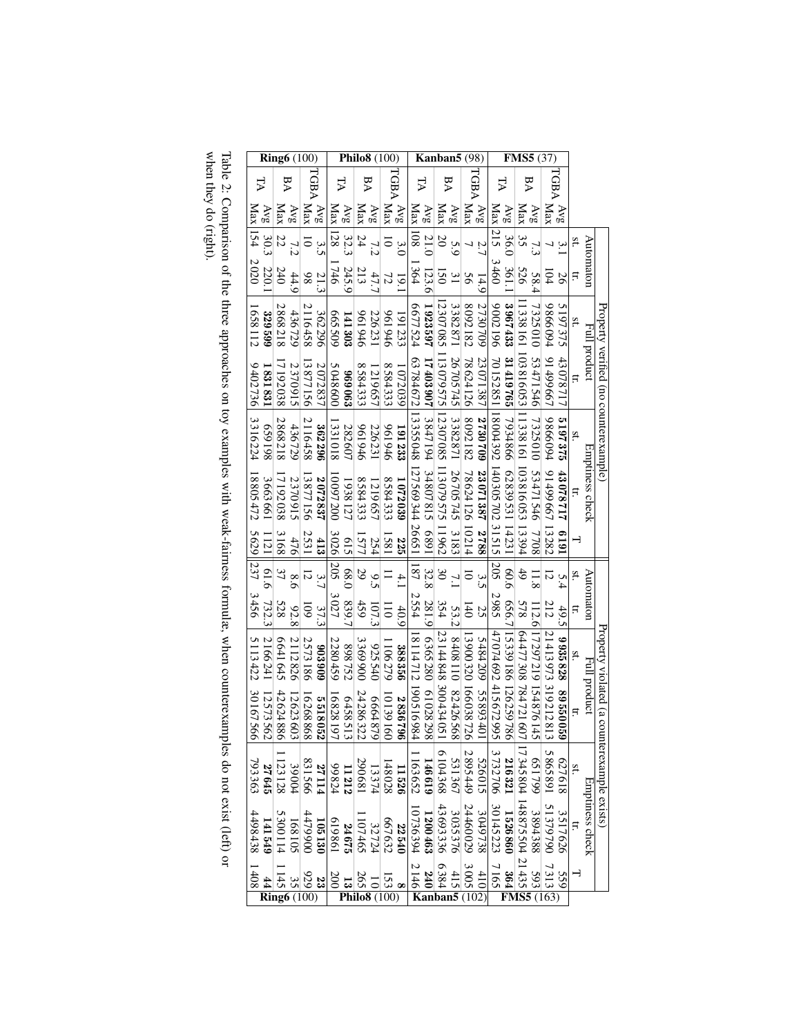| Model | Method | | Property verified (no counterexample) | | | | | | | Property violated (a counterexample exists) | | | | | | | Model |
|---|---|---|---|---|---|---|---|---|---|---|---|---|---|---|---|---|---|
| | | | Automaton | | Full product | | Emptiness check | | | Automaton | | Full product | | Emptiness check | | | |
| | | | st. | tr. | st. | tr. | st. | tr. | T | st. | tr. | st. | tr. | st. | tr. | T | |
| **FMS5** (37) | TGBA | Avg | 3.1 | 26 | 5197375 | 43078717 | **5197375** | **43078717** | **6191** | 5.4 | 49.5 | **9935828** | **89550059** | 627618 | 3517626 | 559 | **FMS5** (163) |
| | | Max | 7 | 104 | 9866094 | 91499667 | 9866094 | 91499667 | 13282 | 12 | 212 | 21413973 | 319212813 | 5865891 | 51379790 | 7313 | |
| | BA | Avg | 7.3 | 58.4 | 7325010 | 53471546 | 7325010 | 53471546 | 7708 | 11.8 | 112.6 | 17297219 | 154876145 | 651799 | 3894388 | 593 | |
| | | Max | 35 | 526 | 11338161 | 103816053 | 11338161 | 103816053 | 13394 | 49 | 578 | 64477308 | 784721607 | 17345804 | 148875504 | 21435 | |
| | TA | Avg | 36.0 | 361.1 | **3967433** | **31419765** | 7934866 | 62839531 | 14231 | 60.6 | 656.7 | 15339186 | 126259786 | **216321** | **1526860** | **364** | |
| | | Max | 215 | 3460 | 9002196 | 70152851 | 18004392 | 140305702 | 31515 | 205 | 2985 | 47074692 | 415672995 | 3732706 | 30145223 | 7165 | |
| **Kanban5** (98) | TGBA | Avg | 2.7 | 14.9 | 2730709 | 23071387 | **2730709** | **23071387** | **2788** | 3.5 | 25 | 5484209 | 55893401 | 526015 | 3049738 | 410 | **Kanban5** (102) |
| | | Max | 7 | 56 | 8092182 | 78624126 | 8092182 | 78624126 | 10214 | 10 | 140 | 13900320 | 166038726 | 2895449 | 24460029 | 3005 | |
| | BA | Avg | 5.9 | 31 | 3382871 | 26705745 | 3382871 | 26705745 | 3183 | 7.1 | 53.2 | 8408110 | 82426568 | 531367 | 3035376 | 415 | |
| | | Max | 20 | 150 | 12307085 | 113079575 | 12307085 | 113079575 | 11962 | 30 | 354 | 23144848 | 300434051 | 6104368 | 43693336 | 6384 | |
| | TA | Avg | 21.0 | 123.6 | **1923597** | **17403907** | 3847194 | 34807815 | 6891 | 32.8 | 281.9 | 6365280 | 61028298 | **146619** | **1200463** | **240** | |
| | | Max | 108 | 1364 | 6677524 | 63784672 | 13355048 | 127569344 | 26651 | 187 | 2554 | 18114712 | 190516984 | 1163652 | 10736394 | 2146 | |
| **Philo8** (100) | TGBA | Avg | 3.0 | 19.1 | 191233 | 1072039 | **191233** | **1072039** | **225** | 4.1 | 40.9 | **388356** | **2836796** | 11526 | **22540** | **8** | **Philo8** (100) |
| | | Max | 10 | 72 | 961946 | 8584333 | 961946 | 8584333 | 1581 | 11 | 110 | 1106279 | 10139160 | 148028 | 667632 | 153 | |
| | BA | Avg | 7.2 | 47.7 | 226231 | 1219657 | 226231 | 1219657 | 254 | 9.5 | 107.3 | 925540 | 6664879 | 13374 | 32724 | 10 | |
| | | Max | 24 | 213 | 961946 | 8584333 | 961946 | 8584333 | 1577 | 29 | 459 | 3369900 | 24286322 | 290681 | 1107465 | 265 | |
| | TA | Avg | 32.3 | 245.9 | **141303** | **969063** | 282607 | 1938127 | 615 | 68.0 | 839.7 | 898752 | 6458513 | **11212** | 24675 | 13 | |
| | | Max | 128 | 1746 | 665509 | 5048600 | 1331018 | 10097200 | 3026 | 205 | 3027 | 2280459 | 16828197 | 99824 | 619861 | 200 | |
| **Ring6** (100) | TGBA | Avg | 3.5 | 21.3 | 362296 | 2072837 | **362296** | **2072837** | **413** | 3.7 | 37.3 | **903909** | **5518052** | **27114** | **105130** | **23** | **Ring6** (100) |
| | | Max | 10 | 98 | 2116458 | 13877156 | 2116458 | 13877156 | 2531 | 12 | 109 | 2573186 | 16268868 | 831566 | 4479900 | 929 | |
| | BA | Avg | 7.2 | 44.9 | 436729 | 2370915 | 436729 | 2370915 | 476 | 8.6 | 92.8 | 2112826 | 12623603 | 39004 | 168105 | 35 | |
| | | Max | 22 | 240 | 2868218 | 17192038 | 2868218 | 17192038 | 3168 | 37 | 528 | 6641645 | 42624886 | 1123128 | 5300114 | 1145 | |
| | TA | Avg | 30.3 | 220.1 | **329599** | **1831831** | 659198 | 3663661 | 1121 | 61.6 | 732.3 | 2166241 | 12573562 | 27645 | 141549 | 44 | |
| | | Max | 154 | 2020 | 1658112 | 9402736 | 3316224 | 18805472 | 5629 | 237 | 3456 | 5113422 | 30167566 | 793363 | 4498438 | 1408 | |

Table 2: Comparison of the three approaches on toy examples with weak-fairness formulæ, when counterexamples do not exist (left) or when they do (right).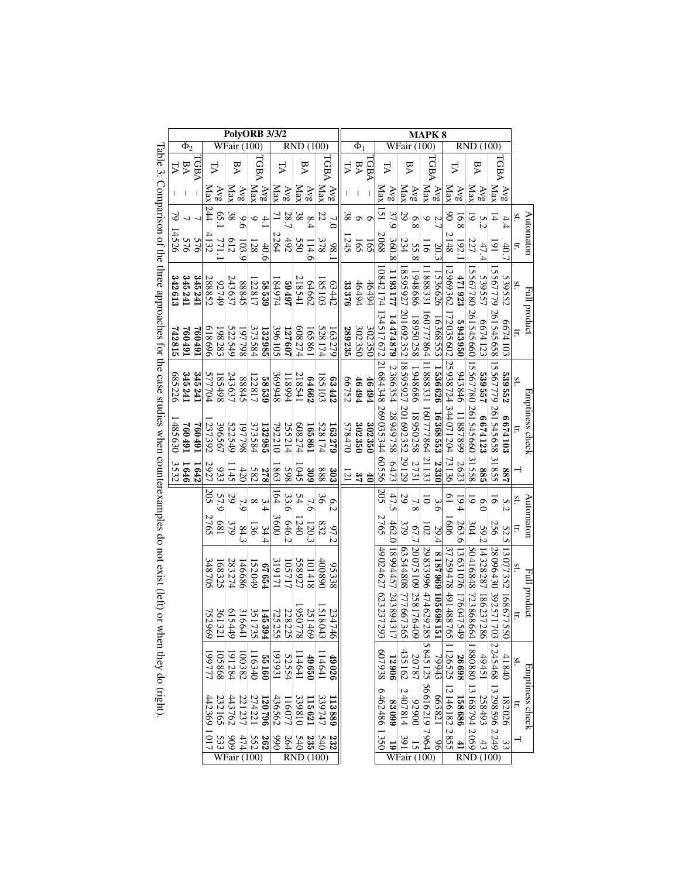| | | | | Automaton (left) | | Full product (left) | | Emptiness check (left) | | | Automaton (right) | | Full product (right) | | Emptiness check (right) | | |
|---|---|---|---|---|---|---|---|---|---|---|---|---|---|---|---|---|---|
| | | | | st. | tr. | st. | tr. | st. | tr. | T | st. | tr. | st. | tr. | st. | tr. | T |
| MAPK 8 | RND (100) | TGBA | Avg | 4.4 | 40.7 | 539552 | 6674103 | **539552** | **6674103** | 887 | 5.2 | 52.5 | 13077352 | 168677550 | 41840 | 182026 | 33 |
| | | | Max | 14 | 191 | 15567779 | 261545658 | 15567779 | 261545658 | 31855 | 16 | 256 | 28096430 | 392571703 | 2245468 | 13298596 | 2249 |
| | | BA | Avg | 5.2 | 47.4 | 539557 | 6674123 | **539557** | **6674123** | **885** | 6.0 | 59.2 | 14328287 | 186237286 | 49451 | 258493 | 43 |
| | | | Max | 19 | 227 | 15567780 | 261545660 | 15567780 | 261545660 | 31558 | 19 | 304 | 50416848 | 723868664 | 1880880 | 13168794 | 2059 |
| | | TA | Avg | 16.8 | 192.1 | **471923** | **5943950** | 943846 | 11887899 | 2623 | 19.4 | 263.6 | 13631076 | 176047549 | **26698** | **158686** | **41** |
| | | | Max | 90 | 2148 | 12969362 | 172035602 | 25938724 | 344071204 | 73136 | 61 | 1606 | 37259478 | 491488765 | 1126525 | 12146182 | 2855 |
| | WFair (100) | TGBA | Avg | 2.7 | 20.3 | 1536626 | 16368553 | **1536626** | **16368553** | **2330** | 3.6 | 29.4 | **8187969** | **105698151** | 79943 | 663821 | 96 |
| | | | Max | 9 | 116 | 11888331 | 160777864 | 11888331 | 160777864 | 21133 | 10 | 102 | 29833996 | 474629285 | 5845125 | 56616219 | 7964 |
| | | BA | Avg | 6.8 | 55.8 | 1948686 | 18950258 | 1948686 | 18950258 | 2731 | 7.8 | 67.7 | 20075109 | 258176409 | 20787 | 92900 | 15 |
| | | | Max | 29 | 234 | 18595927 | 201692352 | 18595927 | 201692352 | 29129 | 29 | 379 | 63544808 | 777667365 | 435162 | 2407814 | 391 |
| | | TA | Avg | 37.9 | 360.8 | **1193177** | **14474879** | 2386354 | 28949758 | 6473 | 47.5 | 462.0 | 18994457 | 243894317 | **12906** | **83099** | **19** |
| | | | Max | 151 | 2068 | 10842174 | 134517672 | 21684348 | 269035344 | 60556 | 205 | 2765 | 49024627 | 623237293 | 607938 | 6462486 | 1350 |
| | $\Phi_1$ | TGBA | – | 6 | 165 | 46494 | 302350 | **46494** | **302350** | **40** | | | | | | | |
| | | BA | – | 6 | 165 | 46494 | 302350 | **46494** | **302350** | **37** | | | | | | | |
| | | TA | – | 38 | 1245 | **33376** | **289235** | 66752 | 578470 | 121 | | | | | | | |
| PolyORB 3/3/2 | RND (100) | TGBA | Avg | 7.0 | 98.1 | 63442 | 163279 | **63442** | **163279** | **303** | 6.2 | 97.2 | 95338 | 234746 | **49026** | **113889** | **232** |
| | | | Max | 22 | 378 | 185103 | 528174 | 185103 | 528174 | 888 | 36 | 832 | 400890 | 1518043 | 114641 | 339747 | 540 |
| | | BA | Avg | 8.4 | 114.6 | 64662 | 165861 | **64662** | **165861** | **309** | 7.6 | 120.3 | 101418 | 251469 | **49650** | **115621** | **235** |
| | | | Max | 38 | 550 | 218541 | 608274 | 218541 | 608274 | 1045 | 54 | 1240 | 558927 | 1950778 | 114641 | 339810 | 540 |
| | | TA | Avg | 28.7 | 492 | **59497** | **127607** | 118994 | 255214 | 598 | 33.6 | 646.2 | 105717 | 228225 | 52554 | 116077 | 264 |
| | | | Max | 71 | 2264 | 184974 | 396105 | 369948 | 792210 | 1863 | 164 | 3600 | 319171 | 725255 | 193931 | 436362 | 990 |
| | WFair (100) | TGBA | Avg | 4.1 | 40.6 | **58539** | **132985** | **58539** | **132985** | **278** | 3.4 | 34.4 | **67654** | **145394** | **55160** | **120796** | **262** |
| | | | Max | 9 | 128 | 122817 | 373584 | 122817 | 373584 | 582 | 8 | 136 | 152049 | 351735 | 116340 | 274221 | 552 |
| | | BA | Avg | 9.6 | 103.9 | 88845 | 197798 | 88845 | 197798 | 420 | 7.9 | 84.3 | 146686 | 316641 | 100382 | 221237 | 474 |
| | | | Max | 38 | 612 | 243637 | 522549 | 243637 | 522549 | 1145 | 29 | 379 | 283274 | 615449 | 191284 | 443762 | 909 |
| | | TA | Avg | 65.1 | 771.1 | 92749 | 198283 | 185498 | 396567 | 933 | 57.9 | 681 | 168325 | 361321 | 105868 | 232165 | 533 |
| | | | Max | 244 | 4132 | 288852 | 618696 | 577704 | 1237392 | 2927 | 205 | 2765 | 348705 | 752969 | 199777 | 442369 | 1017 |
| | $\Phi_2$ | TGBA | – | 7 | 576 | **345241** | **760491** | **345241** | **760491** | **1642** | | | | | | | |
| | | BA | – | 7 | 576 | **345241** | **760491** | **345241** | **760491** | 1646 | | | | | | | |
| | | TA | – | 79 | 14526 | **342613** | **742815** | 685226 | 1485630 | 3532 | | | | | | | |

Table 3: Comparison of the three approaches for the case studies when counterexamples do not exist (left) or when they do (right).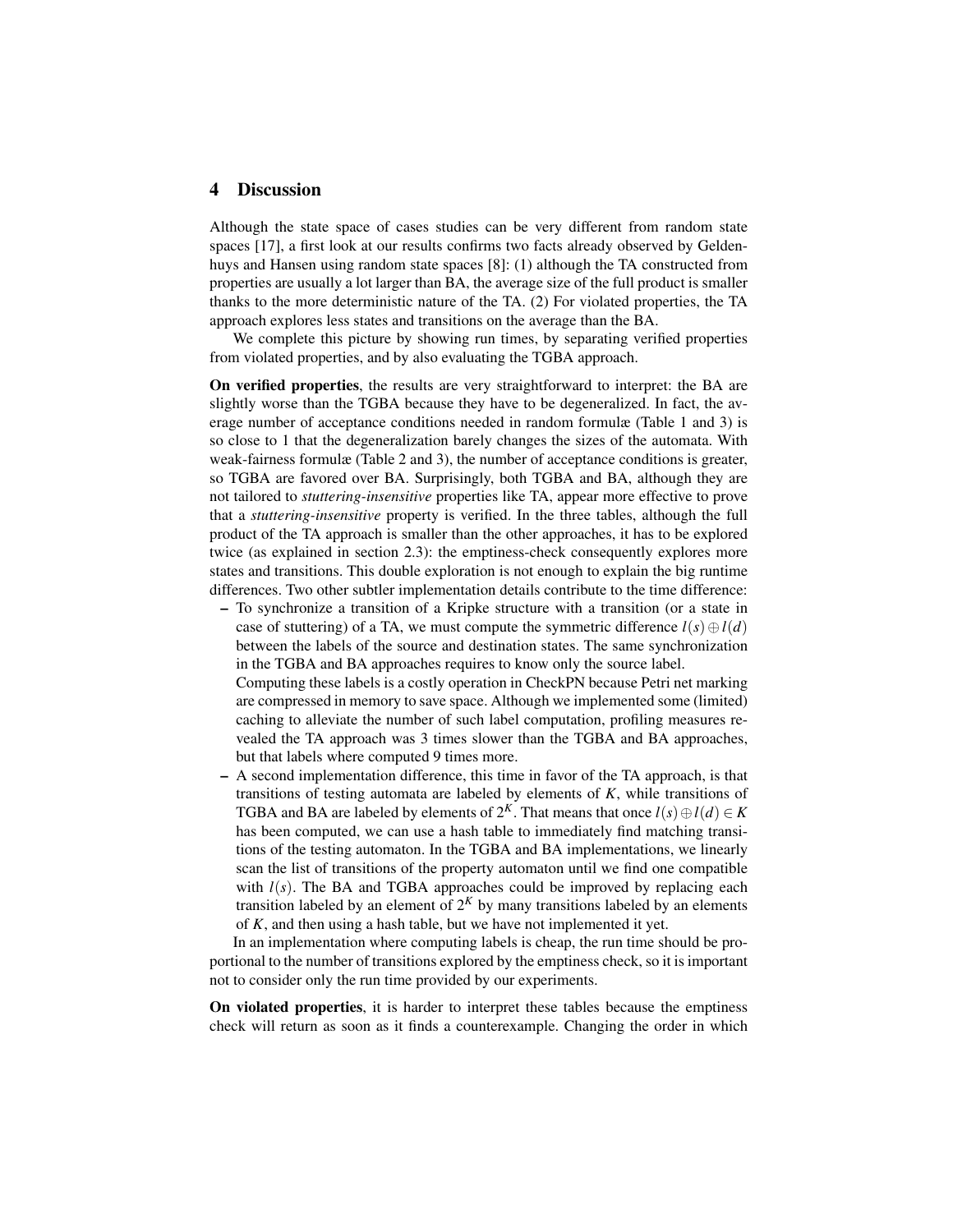## 4 Discussion

Although the state space of cases studies can be very different from random state spaces [17], a first look at our results confirms two facts already observed by Geldenhuys and Hansen using random state spaces [8]: (1) although the TA constructed from properties are usually a lot larger than BA, the average size of the full product is smaller thanks to the more deterministic nature of the TA. (2) For violated properties, the TA approach explores less states and transitions on the average than the BA.

We complete this picture by showing run times, by separating verified properties from violated properties, and by also evaluating the TGBA approach.

**On verified properties**, the results are very straightforward to interpret: the BA are slightly worse than the TGBA because they have to be degeneralized. In fact, the average number of acceptance conditions needed in random formulæ (Table 1 and 3) is so close to 1 that the degeneralization barely changes the sizes of the automata. With weak-fairness formulæ (Table 2 and 3), the number of acceptance conditions is greater, so TGBA are favored over BA. Surprisingly, both TGBA and BA, although they are not tailored to *stuttering-insensitive* properties like TA, appear more effective to prove that a *stuttering-insensitive* property is verified. In the three tables, although the full product of the TA approach is smaller than the other approaches, it has to be explored twice (as explained in section 2.3): the emptiness-check consequently explores more states and transitions. This double exploration is not enough to explain the big runtime differences. Two other subtler implementation details contribute to the time difference:

- To synchronize a transition of a Kripke structure with a transition (or a state in case of stuttering) of a TA, we must compute the symmetric difference $l(s) \oplus l(d)$ between the labels of the source and destination states. The same synchronization in the TGBA and BA approaches requires to know only the source label.
  Computing these labels is a costly operation in CheckPN because Petri net marking are compressed in memory to save space. Although we implemented some (limited) caching to alleviate the number of such label computation, profiling measures revealed the TA approach was 3 times slower than the TGBA and BA approaches, but that labels where computed 9 times more.
- A second implementation difference, this time in favor of the TA approach, is that transitions of testing automata are labeled by elements of $K$, while transitions of TGBA and BA are labeled by elements of $2^K$. That means that once $l(s) \oplus l(d) \in K$ has been computed, we can use a hash table to immediately find matching transitions of the testing automaton. In the TGBA and BA implementations, we linearly scan the list of transitions of the property automaton until we find one compatible with $l(s)$. The BA and TGBA approaches could be improved by replacing each transition labeled by an element of $2^K$ by many transitions labeled by an elements of $K$, and then using a hash table, but we have not implemented it yet.

In an implementation where computing labels is cheap, the run time should be proportional to the number of transitions explored by the emptiness check, so it is important not to consider only the run time provided by our experiments.

**On violated properties**, it is harder to interpret these tables because the emptiness check will return as soon as it finds a counterexample. Changing the order in which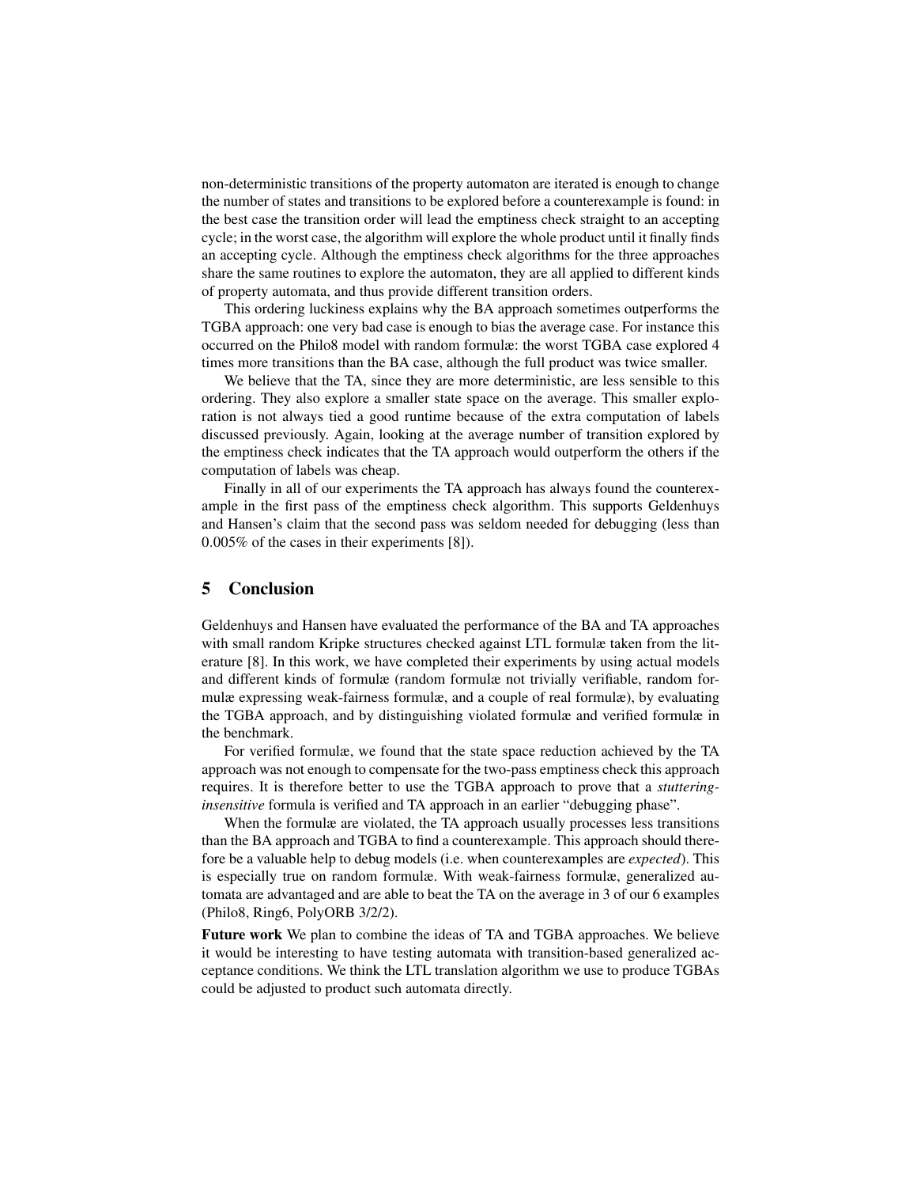non-deterministic transitions of the property automaton are iterated is enough to change the number of states and transitions to be explored before a counterexample is found: in the best case the transition order will lead the emptiness check straight to an accepting cycle; in the worst case, the algorithm will explore the whole product until it finally finds an accepting cycle. Although the emptiness check algorithms for the three approaches share the same routines to explore the automaton, they are all applied to different kinds of property automata, and thus provide different transition orders.

This ordering luckiness explains why the BA approach sometimes outperforms the TGBA approach: one very bad case is enough to bias the average case. For instance this occurred on the Philo8 model with random formulæ: the worst TGBA case explored 4 times more transitions than the BA case, although the full product was twice smaller.

We believe that the TA, since they are more deterministic, are less sensible to this ordering. They also explore a smaller state space on the average. This smaller exploration is not always tied a good runtime because of the extra computation of labels discussed previously. Again, looking at the average number of transition explored by the emptiness check indicates that the TA approach would outperform the others if the computation of labels was cheap.

Finally in all of our experiments the TA approach has always found the counterexample in the first pass of the emptiness check algorithm. This supports Geldenhuys and Hansen's claim that the second pass was seldom needed for debugging (less than 0.005% of the cases in their experiments [8]).

## 5 Conclusion

Geldenhuys and Hansen have evaluated the performance of the BA and TA approaches with small random Kripke structures checked against LTL formulæ taken from the literature [8]. In this work, we have completed their experiments by using actual models and different kinds of formulæ (random formulæ not trivially verifiable, random formulæ expressing weak-fairness formulæ, and a couple of real formulæ), by evaluating the TGBA approach, and by distinguishing violated formulæ and verified formulæ in the benchmark.

For verified formulæ, we found that the state space reduction achieved by the TA approach was not enough to compensate for the two-pass emptiness check this approach requires. It is therefore better to use the TGBA approach to prove that a *stuttering-insensitive* formula is verified and TA approach in an earlier "debugging phase".

When the formulæ are violated, the TA approach usually processes less transitions than the BA approach and TGBA to find a counterexample. This approach should therefore be a valuable help to debug models (i.e. when counterexamples are *expected*). This is especially true on random formulæ. With weak-fairness formulæ, generalized automata are advantaged and are able to beat the TA on the average in 3 of our 6 examples (Philo8, Ring6, PolyORB 3/2/2).

**Future work** We plan to combine the ideas of TA and TGBA approaches. We believe it would be interesting to have testing automata with transition-based generalized acceptance conditions. We think the LTL translation algorithm we use to produce TGBAs could be adjusted to product such automata directly.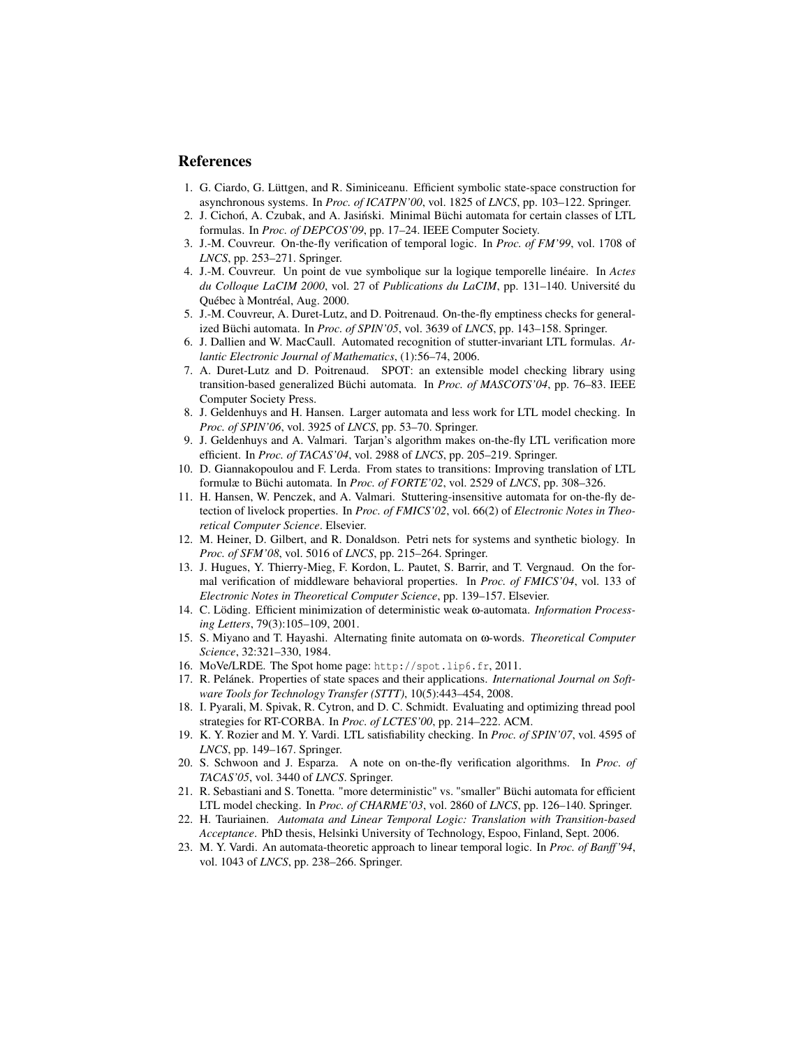## References

1. G. Ciardo, G. Lüttgen, and R. Siminiceanu. Efficient symbolic state-space construction for asynchronous systems. In *Proc. of ICATPN'00*, vol. 1825 of *LNCS*, pp. 103–122. Springer.
2. J. Cichoń, A. Czubak, and A. Jasiński. Minimal Büchi automata for certain classes of LTL formulas. In *Proc. of DEPCOS'09*, pp. 17–24. IEEE Computer Society.
3. J.-M. Couvreur. On-the-fly verification of temporal logic. In *Proc. of FM'99*, vol. 1708 of *LNCS*, pp. 253–271. Springer.
4. J.-M. Couvreur. Un point de vue symbolique sur la logique temporelle linéaire. In *Actes du Colloque LaCIM 2000*, vol. 27 of *Publications du LaCIM*, pp. 131–140. Université du Québec à Montréal, Aug. 2000.
5. J.-M. Couvreur, A. Duret-Lutz, and D. Poitrenaud. On-the-fly emptiness checks for generalized Büchi automata. In *Proc. of SPIN'05*, vol. 3639 of *LNCS*, pp. 143–158. Springer.
6. J. Dallien and W. MacCaull. Automated recognition of stutter-invariant LTL formulas. *Atlantic Electronic Journal of Mathematics*, (1):56–74, 2006.
7. A. Duret-Lutz and D. Poitrenaud. SPOT: an extensible model checking library using transition-based generalized Büchi automata. In *Proc. of MASCOTS'04*, pp. 76–83. IEEE Computer Society Press.
8. J. Geldenhuys and H. Hansen. Larger automata and less work for LTL model checking. In *Proc. of SPIN'06*, vol. 3925 of *LNCS*, pp. 53–70. Springer.
9. J. Geldenhuys and A. Valmari. Tarjan's algorithm makes on-the-fly LTL verification more efficient. In *Proc. of TACAS'04*, vol. 2988 of *LNCS*, pp. 205–219. Springer.
10. D. Giannakopoulou and F. Lerda. From states to transitions: Improving translation of LTL formulæ to Büchi automata. In *Proc. of FORTE'02*, vol. 2529 of *LNCS*, pp. 308–326.
11. H. Hansen, W. Penczek, and A. Valmari. Stuttering-insensitive automata for on-the-fly detection of livelock properties. In *Proc. of FMICS'02*, vol. 66(2) of *Electronic Notes in Theoretical Computer Science*. Elsevier.
12. M. Heiner, D. Gilbert, and R. Donaldson. Petri nets for systems and synthetic biology. In *Proc. of SFM'08*, vol. 5016 of *LNCS*, pp. 215–264. Springer.
13. J. Hugues, Y. Thierry-Mieg, F. Kordon, L. Pautet, S. Barrir, and T. Vergnaud. On the formal verification of middleware behavioral properties. In *Proc. of FMICS'04*, vol. 133 of *Electronic Notes in Theoretical Computer Science*, pp. 139–157. Elsevier.
14. C. Löding. Efficient minimization of deterministic weak ω-automata. *Information Processing Letters*, 79(3):105–109, 2001.
15. S. Miyano and T. Hayashi. Alternating finite automata on ω-words. *Theoretical Computer Science*, 32:321–330, 1984.
16. MoVe/LRDE. The Spot home page: http://spot.lip6.fr, 2011.
17. R. Pelánek. Properties of state spaces and their applications. *International Journal on Software Tools for Technology Transfer (STTT)*, 10(5):443–454, 2008.
18. I. Pyarali, M. Spivak, R. Cytron, and D. C. Schmidt. Evaluating and optimizing thread pool strategies for RT-CORBA. In *Proc. of LCTES'00*, pp. 214–222. ACM.
19. K. Y. Rozier and M. Y. Vardi. LTL satisfiability checking. In *Proc. of SPIN'07*, vol. 4595 of *LNCS*, pp. 149–167. Springer.
20. S. Schwoon and J. Esparza. A note on on-the-fly verification algorithms. In *Proc. of TACAS'05*, vol. 3440 of *LNCS*. Springer.
21. R. Sebastiani and S. Tonetta. "more deterministic" vs. "smaller" Büchi automata for efficient LTL model checking. In *Proc. of CHARME'03*, vol. 2860 of *LNCS*, pp. 126–140. Springer.
22. H. Tauriainen. *Automata and Linear Temporal Logic: Translation with Transition-based Acceptance*. PhD thesis, Helsinki University of Technology, Espoo, Finland, Sept. 2006.
23. M. Y. Vardi. An automata-theoretic approach to linear temporal logic. In *Proc. of Banff'94*, vol. 1043 of *LNCS*, pp. 238–266. Springer.